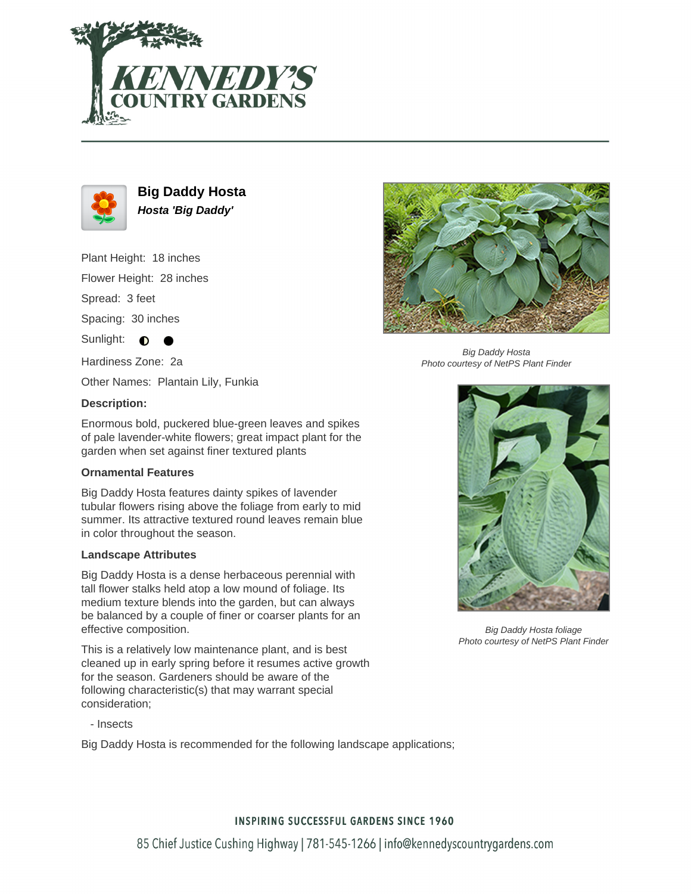# Big Daddy Hosta

***Hosta 'Big Daddy'***

Plant Height: 18 inches

Flower Height: 28 inches

Spread: 3 feet

Spacing: 30 inches

Sunlight: ◐ ●

Hardiness Zone: 2a

Other Names: Plantain Lily, Funkia

**Description:**

Enormous bold, puckered blue-green leaves and spikes of pale lavender-white flowers; great impact plant for the garden when set against finer textured plants

Big Daddy Hosta
*Photo courtesy of NetPS Plant Finder*

Big Daddy Hosta foliage
*Photo courtesy of NetPS Plant Finder*

### Ornamental Features

Big Daddy Hosta features dainty spikes of lavender tubular flowers rising above the foliage from early to mid summer. Its attractive textured round leaves remain blue in color throughout the season.

### Landscape Attributes

Big Daddy Hosta is a dense herbaceous perennial with tall flower stalks held atop a low mound of foliage. Its medium texture blends into the garden, but can always be balanced by a couple of finer or coarser plants for an effective composition.

This is a relatively low maintenance plant, and is best cleaned up in early spring before it resumes active growth for the season. Gardeners should be aware of the following characteristic(s) that may warrant special consideration;

- Insects

Big Daddy Hosta is recommended for the following landscape applications;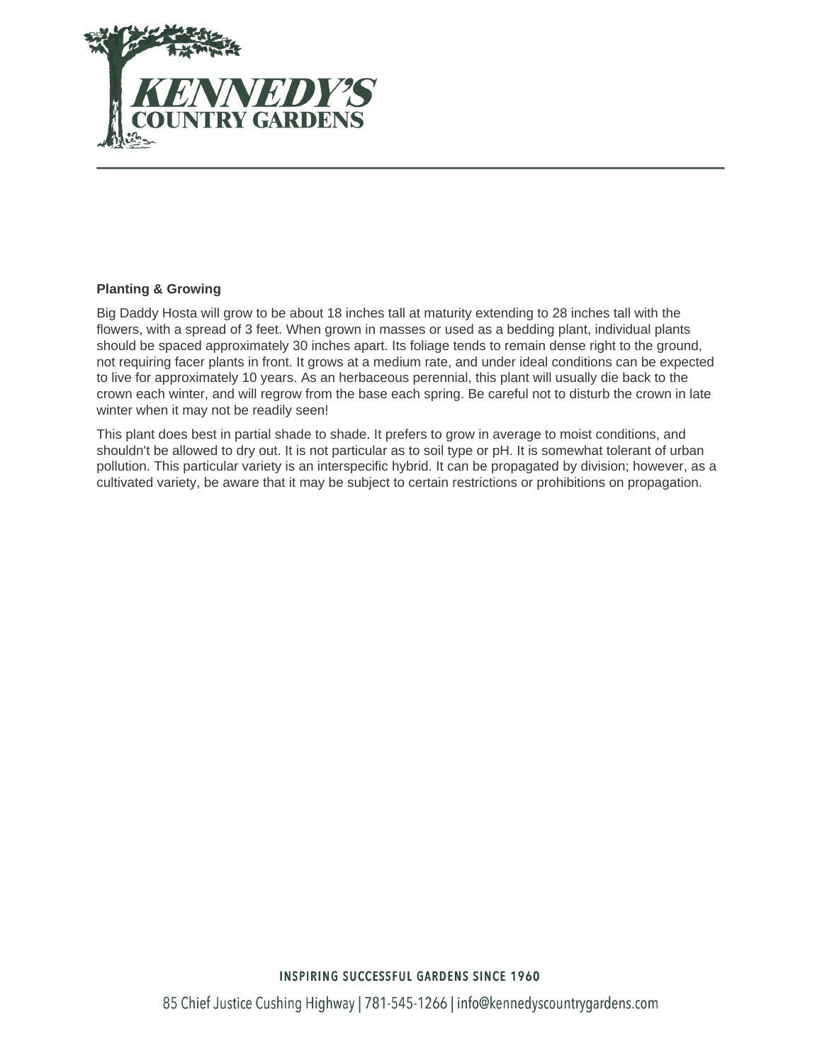**Planting & Growing**

Big Daddy Hosta will grow to be about 18 inches tall at maturity extending to 28 inches tall with the flowers, with a spread of 3 feet. When grown in masses or used as a bedding plant, individual plants should be spaced approximately 30 inches apart. Its foliage tends to remain dense right to the ground, not requiring facer plants in front. It grows at a medium rate, and under ideal conditions can be expected to live for approximately 10 years. As an herbaceous perennial, this plant will usually die back to the crown each winter, and will regrow from the base each spring. Be careful not to disturb the crown in late winter when it may not be readily seen!

This plant does best in partial shade to shade. It prefers to grow in average to moist conditions, and shouldn't be allowed to dry out. It is not particular as to soil type or pH. It is somewhat tolerant of urban pollution. This particular variety is an interspecific hybrid. It can be propagated by division; however, as a cultivated variety, be aware that it may be subject to certain restrictions or prohibitions on propagation.